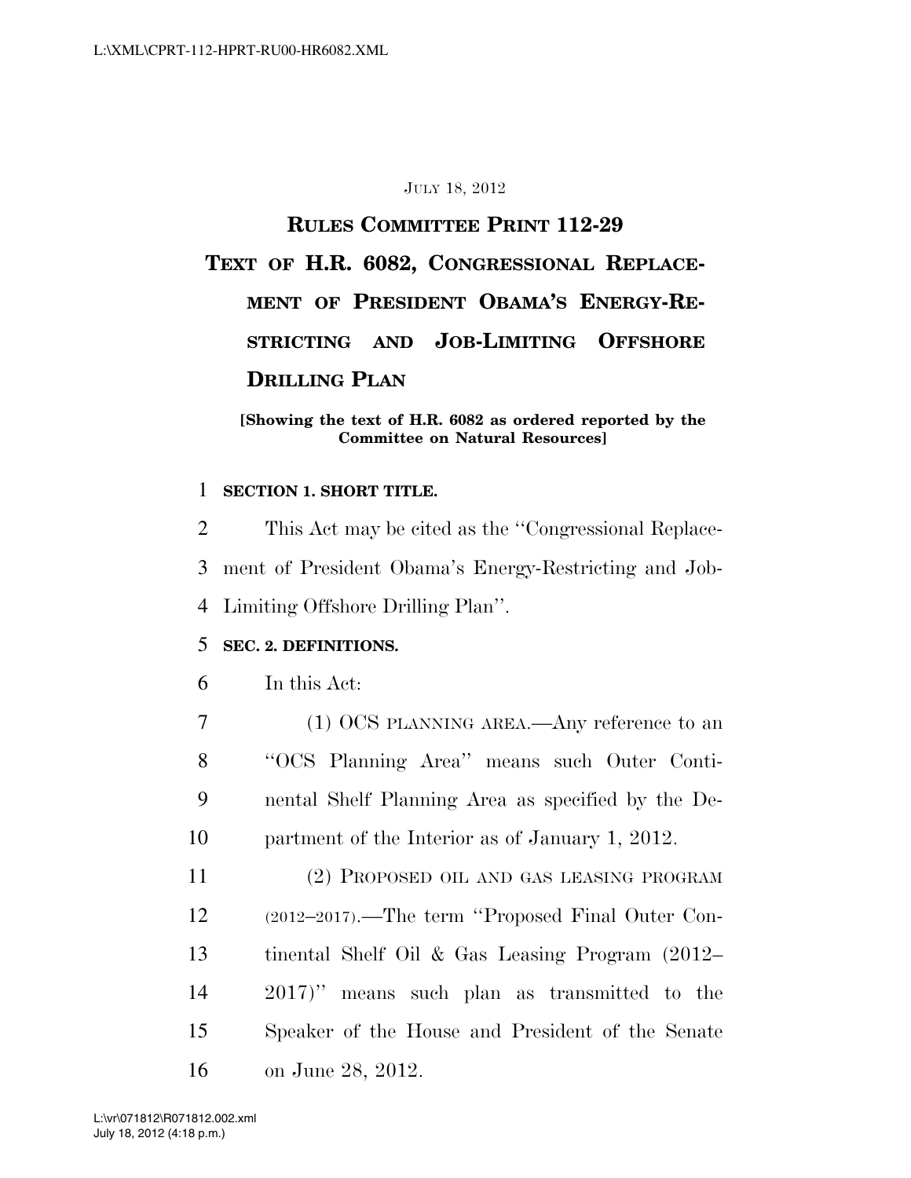JULY 18, 2012

# RULES COMMITTEE PRINT 112-29

# TEXT OF H.R. 6082, CONGRESSIONAL REPLACEMENT OF PRESIDENT OBAMA'S ENERGY-RESTRICTING AND JOB-LIMITING OFFSHORE DRILLING PLAN

**[Showing the text of H.R. 6082 as ordered reported by the Committee on Natural Resources]**

**SECTION 1. SHORT TITLE.**

This Act may be cited as the "Congressional Replacement of President Obama's Energy-Restricting and Job-Limiting Offshore Drilling Plan".

**SEC. 2. DEFINITIONS.**

In this Act:

(1) OCS PLANNING AREA.—Any reference to an "OCS Planning Area" means such Outer Continental Shelf Planning Area as specified by the Department of the Interior as of January 1, 2012.

(2) PROPOSED OIL AND GAS LEASING PROGRAM (2012–2017).—The term "Proposed Final Outer Continental Shelf Oil & Gas Leasing Program (2012–2017)" means such plan as transmitted to the Speaker of the House and President of the Senate on June 28, 2012.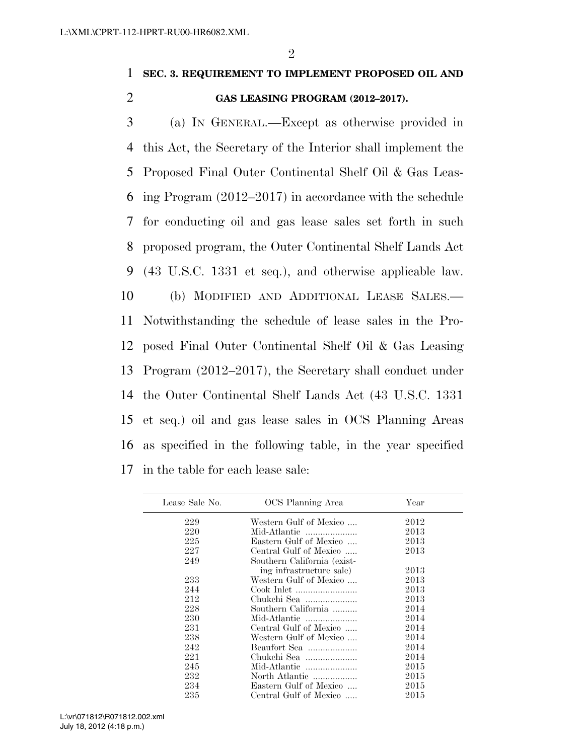**SEC. 3. REQUIREMENT TO IMPLEMENT PROPOSED OIL AND GAS LEASING PROGRAM (2012–2017).**

(a) IN GENERAL.—Except as otherwise provided in this Act, the Secretary of the Interior shall implement the Proposed Final Outer Continental Shelf Oil & Gas Leasing Program (2012–2017) in accordance with the schedule for conducting oil and gas lease sales set forth in such proposed program, the Outer Continental Shelf Lands Act (43 U.S.C. 1331 et seq.), and otherwise applicable law.

(b) MODIFIED AND ADDITIONAL LEASE SALES.—Notwithstanding the schedule of lease sales in the Proposed Final Outer Continental Shelf Oil & Gas Leasing Program (2012–2017), the Secretary shall conduct under the Outer Continental Shelf Lands Act (43 U.S.C. 1331 et seq.) oil and gas lease sales in OCS Planning Areas as specified in the following table, in the year specified in the table for each lease sale:

| Lease Sale No. | OCS Planning Area | Year |
|---|---|---|
| 229 | Western Gulf of Mexico | 2012 |
| 220 | Mid-Atlantic | 2013 |
| 225 | Eastern Gulf of Mexico | 2013 |
| 227 | Central Gulf of Mexico | 2013 |
| 249 | Southern California (existing infrastructure sale) | 2013 |
| 233 | Western Gulf of Mexico | 2013 |
| 244 | Cook Inlet | 2013 |
| 212 | Chukchi Sea | 2013 |
| 228 | Southern California | 2014 |
| 230 | Mid-Atlantic | 2014 |
| 231 | Central Gulf of Mexico | 2014 |
| 238 | Western Gulf of Mexico | 2014 |
| 242 | Beaufort Sea | 2014 |
| 221 | Chukchi Sea | 2014 |
| 245 | Mid-Atlantic | 2015 |
| 232 | North Atlantic | 2015 |
| 234 | Eastern Gulf of Mexico | 2015 |
| 235 | Central Gulf of Mexico | 2015 |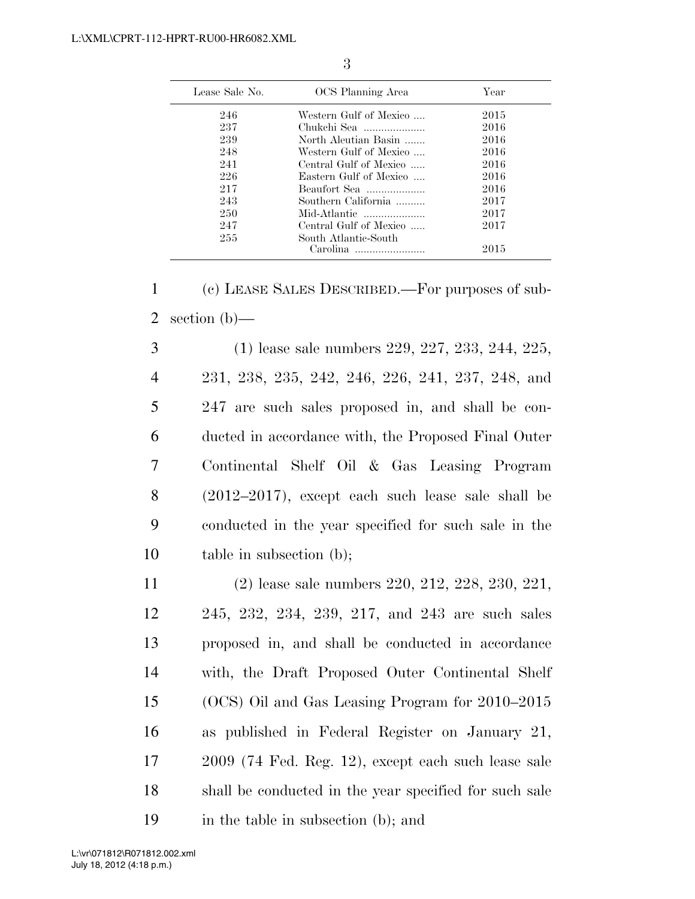| Lease Sale No. | OCS Planning Area | Year |
| --- | --- | --- |
| 246 | Western Gulf of Mexico .... | 2015 |
| 237 | Chukchi Sea .................... | 2016 |
| 239 | North Aleutian Basin ....... | 2016 |
| 248 | Western Gulf of Mexico .... | 2016 |
| 241 | Central Gulf of Mexico ..... | 2016 |
| 226 | Eastern Gulf of Mexico .... | 2016 |
| 217 | Beaufort Sea .................... | 2016 |
| 243 | Southern California .......... | 2017 |
| 250 | Mid-Atlantic ..................... | 2017 |
| 247 | Central Gulf of Mexico ..... | 2017 |
| 255 | South Atlantic-South Carolina ........................ | 2015 |

(c) LEASE SALES DESCRIBED.—For purposes of subsection (b)—

(1) lease sale numbers 229, 227, 233, 244, 225, 231, 238, 235, 242, 246, 226, 241, 237, 248, and 247 are such sales proposed in, and shall be conducted in accordance with, the Proposed Final Outer Continental Shelf Oil & Gas Leasing Program (2012–2017), except each such lease sale shall be conducted in the year specified for such sale in the table in subsection (b);

(2) lease sale numbers 220, 212, 228, 230, 221, 245, 232, 234, 239, 217, and 243 are such sales proposed in, and shall be conducted in accordance with, the Draft Proposed Outer Continental Shelf (OCS) Oil and Gas Leasing Program for 2010–2015 as published in Federal Register on January 21, 2009 (74 Fed. Reg. 12), except each such lease sale shall be conducted in the year specified for such sale in the table in subsection (b); and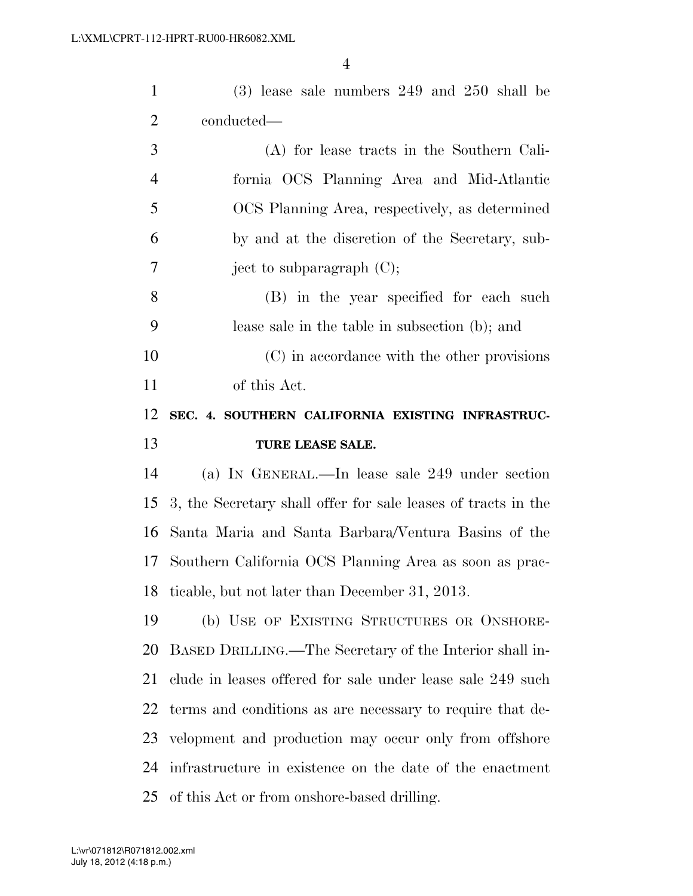(3) lease sale numbers 249 and 250 shall be conducted—

(A) for lease tracts in the Southern California OCS Planning Area and Mid-Atlantic OCS Planning Area, respectively, as determined by and at the discretion of the Secretary, subject to subparagraph (C);

(B) in the year specified for each such lease sale in the table in subsection (b); and

(C) in accordance with the other provisions of this Act.

## SEC. 4. SOUTHERN CALIFORNIA EXISTING INFRASTRUCTURE LEASE SALE.

(a) IN GENERAL.—In lease sale 249 under section 3, the Secretary shall offer for sale leases of tracts in the Santa Maria and Santa Barbara/Ventura Basins of the Southern California OCS Planning Area as soon as practicable, but not later than December 31, 2013.

(b) USE OF EXISTING STRUCTURES OR ONSHORE-BASED DRILLING.—The Secretary of the Interior shall include in leases offered for sale under lease sale 249 such terms and conditions as are necessary to require that development and production may occur only from offshore infrastructure in existence on the date of the enactment of this Act or from onshore-based drilling.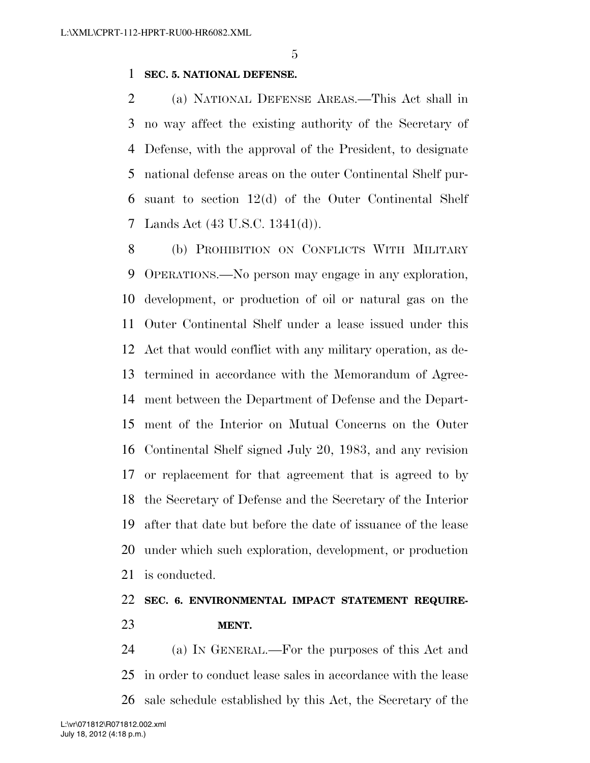**SEC. 5. NATIONAL DEFENSE.**

(a) NATIONAL DEFENSE AREAS.—This Act shall in no way affect the existing authority of the Secretary of Defense, with the approval of the President, to designate national defense areas on the outer Continental Shelf pursuant to section 12(d) of the Outer Continental Shelf Lands Act (43 U.S.C. 1341(d)).

(b) PROHIBITION ON CONFLICTS WITH MILITARY OPERATIONS.—No person may engage in any exploration, development, or production of oil or natural gas on the Outer Continental Shelf under a lease issued under this Act that would conflict with any military operation, as determined in accordance with the Memorandum of Agreement between the Department of Defense and the Department of the Interior on Mutual Concerns on the Outer Continental Shelf signed July 20, 1983, and any revision or replacement for that agreement that is agreed to by the Secretary of Defense and the Secretary of the Interior after that date but before the date of issuance of the lease under which such exploration, development, or production is conducted.

**SEC. 6. ENVIRONMENTAL IMPACT STATEMENT REQUIREMENT.**

(a) IN GENERAL.—For the purposes of this Act and in order to conduct lease sales in accordance with the lease sale schedule established by this Act, the Secretary of the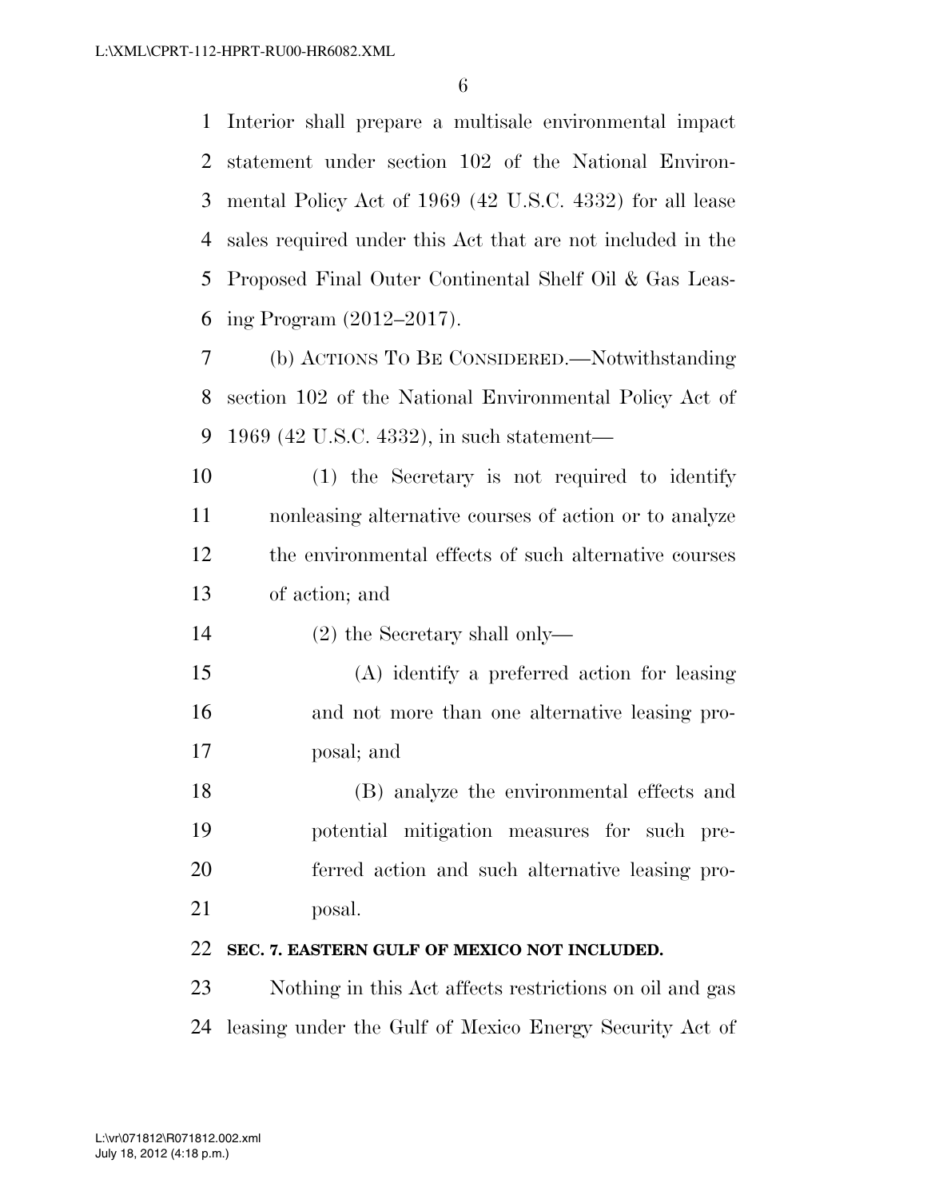Interior shall prepare a multisale environmental impact statement under section 102 of the National Environmental Policy Act of 1969 (42 U.S.C. 4332) for all lease sales required under this Act that are not included in the Proposed Final Outer Continental Shelf Oil & Gas Leasing Program (2012–2017).

(b) ACTIONS TO BE CONSIDERED.—Notwithstanding section 102 of the National Environmental Policy Act of 1969 (42 U.S.C. 4332), in such statement—

(1) the Secretary is not required to identify nonleasing alternative courses of action or to analyze the environmental effects of such alternative courses of action; and

(2) the Secretary shall only—

(A) identify a preferred action for leasing and not more than one alternative leasing proposal; and

(B) analyze the environmental effects and potential mitigation measures for such preferred action and such alternative leasing proposal.

**SEC. 7. EASTERN GULF OF MEXICO NOT INCLUDED.**

Nothing in this Act affects restrictions on oil and gas leasing under the Gulf of Mexico Energy Security Act of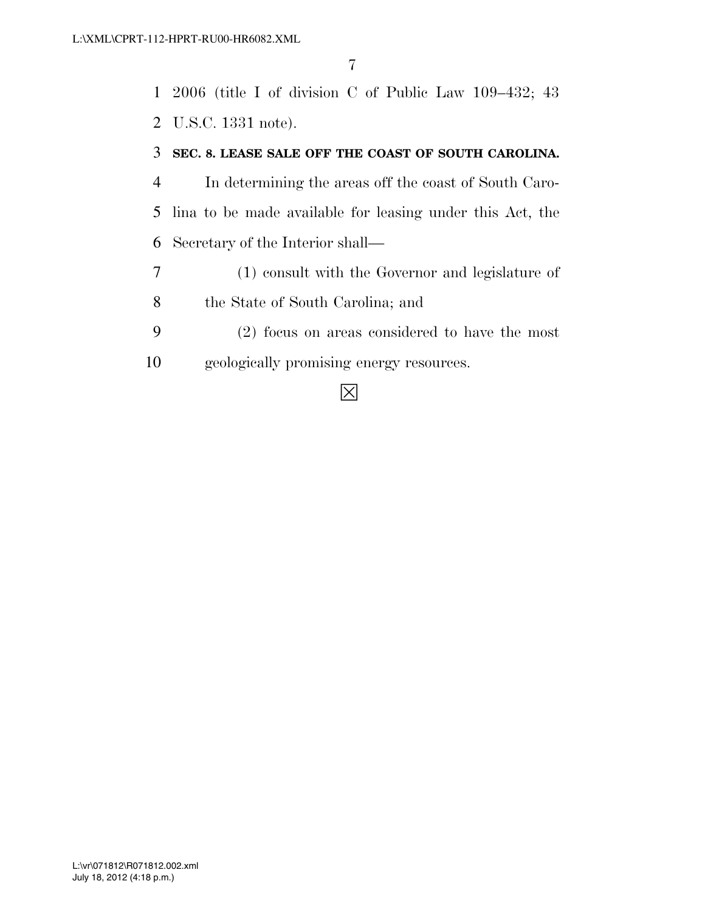2006 (title I of division C of Public Law 109–432; 43 U.S.C. 1331 note).

**SEC. 8. LEASE SALE OFF THE COAST OF SOUTH CAROLINA.**

In determining the areas off the coast of South Carolina to be made available for leasing under this Act, the Secretary of the Interior shall—

(1) consult with the Governor and legislature of the State of South Carolina; and

(2) focus on areas considered to have the most geologically promising energy resources.